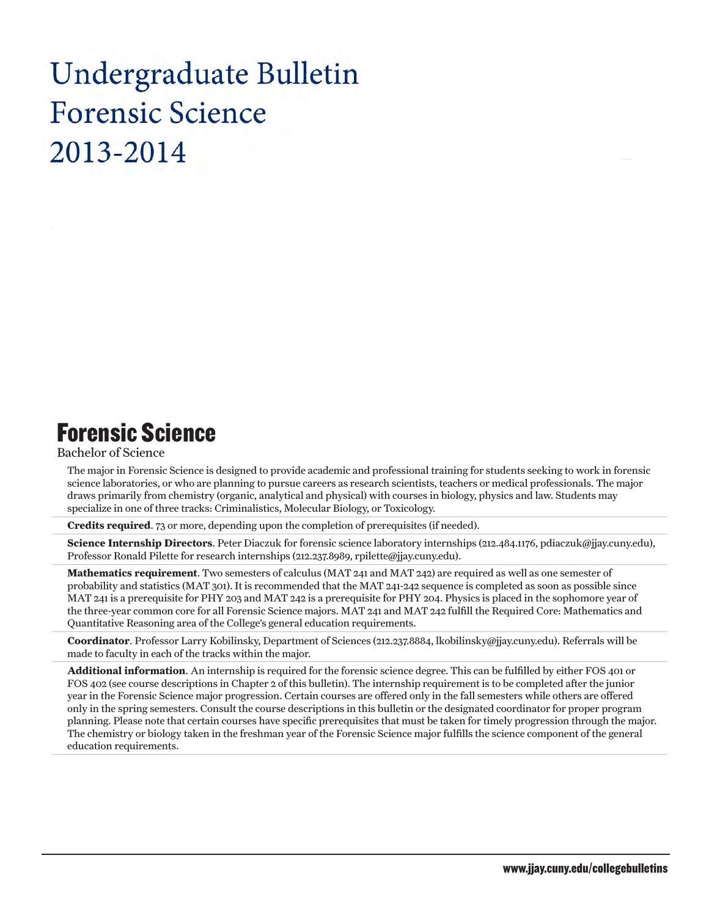# Undergraduate Bulletin
# Forensic Science
# 2013-2014

## Forensic Science

Bachelor of Science

The major in Forensic Science is designed to provide academic and professional training for students seeking to work in forensic science laboratories, or who are planning to pursue careers as research scientists, teachers or medical professionals. The major draws primarily from chemistry (organic, analytical and physical) with courses in biology, physics and law. Students may specialize in one of three tracks: Criminalistics, Molecular Biology, or Toxicology.

**Credits required**. 73 or more, depending upon the completion of prerequisites (if needed).

**Science Internship Directors**. Peter Diaczuk for forensic science laboratory internships (212.484.1176, pdiaczuk@jjay.cuny.edu), Professor Ronald Pilette for research internships (212.237.8989, rpilette@jjay.cuny.edu).

**Mathematics requirement**. Two semesters of calculus (MAT 241 and MAT 242) are required as well as one semester of probability and statistics (MAT 301). It is recommended that the MAT 241-242 sequence is completed as soon as possible since MAT 241 is a prerequisite for PHY 203 and MAT 242 is a prerequisite for PHY 204. Physics is placed in the sophomore year of the three-year common core for all Forensic Science majors. MAT 241 and MAT 242 fulfill the Required Core: Mathematics and Quantitative Reasoning area of the College's general education requirements.

**Coordinator**. Professor Larry Kobilinsky, Department of Sciences (212.237.8884, lkobilinsky@jjay.cuny.edu). Referrals will be made to faculty in each of the tracks within the major.

**Additional information**. An internship is required for the forensic science degree. This can be fulfilled by either FOS 401 or FOS 402 (see course descriptions in Chapter 2 of this bulletin). The internship requirement is to be completed after the junior year in the Forensic Science major progression. Certain courses are offered only in the fall semesters while others are offered only in the spring semesters. Consult the course descriptions in this bulletin or the designated coordinator for proper program planning. Please note that certain courses have specific prerequisites that must be taken for timely progression through the major. The chemistry or biology taken in the freshman year of the Forensic Science major fulfills the science component of the general education requirements.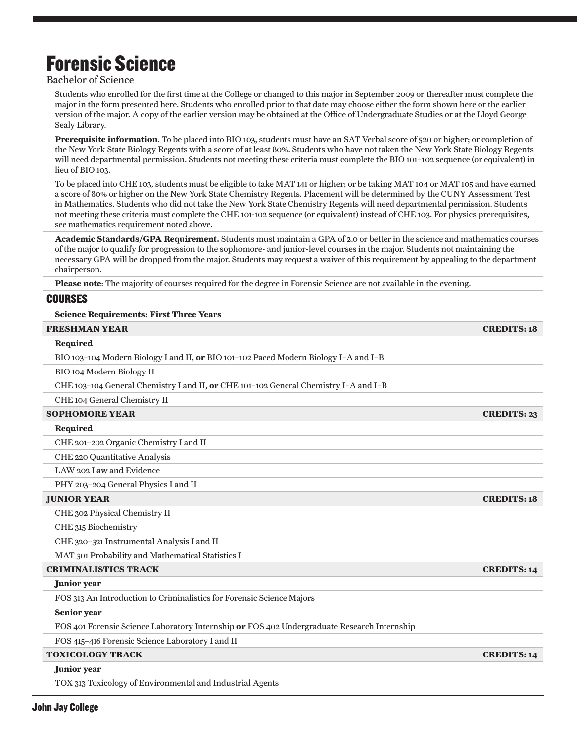# Forensic Science

Bachelor of Science

Students who enrolled for the first time at the College or changed to this major in September 2009 or thereafter must complete the major in the form presented here. Students who enrolled prior to that date may choose either the form shown here or the earlier version of the major. A copy of the earlier version may be obtained at the Office of Undergraduate Studies or at the Lloyd George Sealy Library.

**Prerequisite information**. To be placed into BIO 103, students must have an SAT Verbal score of 520 or higher; or completion of the New York State Biology Regents with a score of at least 80%. Students who have not taken the New York State Biology Regents will need departmental permission. Students not meeting these criteria must complete the BIO 101–102 sequence (or equivalent) in lieu of BIO 103.

To be placed into CHE 103, students must be eligible to take MAT 141 or higher; or be taking MAT 104 or MAT 105 and have earned a score of 80% or higher on the New York State Chemistry Regents. Placement will be determined by the CUNY Assessment Test in Mathematics. Students who did not take the New York State Chemistry Regents will need departmental permission. Students not meeting these criteria must complete the CHE 101-102 sequence (or equivalent) instead of CHE 103. For physics prerequisites, see mathematics requirement noted above.

**Academic Standards/GPA Requirement.** Students must maintain a GPA of 2.0 or better in the science and mathematics courses of the major to qualify for progression to the sophomore- and junior-level courses in the major. Students not maintaining the necessary GPA will be dropped from the major. Students may request a waiver of this requirement by appealing to the department chairperson.

**Please note**: The majority of courses required for the degree in Forensic Science are not available in the evening.

## COURSES

**Science Requirements: First Three Years**

### FRESHMAN YEAR — CREDITS: 18

**Required**

- BIO 103–104 Modern Biology I and II, **or** BIO 101–102 Paced Modern Biology I–A and I–B
- BIO 104 Modern Biology II
- CHE 103–104 General Chemistry I and II, **or** CHE 101–102 General Chemistry I–A and I–B
- CHE 104 General Chemistry II

### SOPHOMORE YEAR — CREDITS: 23

**Required**

- CHE 201–202 Organic Chemistry I and II
- CHE 220 Quantitative Analysis
- LAW 202 Law and Evidence
- PHY 203–204 General Physics I and II

### JUNIOR YEAR — CREDITS: 18

- CHE 302 Physical Chemistry II
- CHE 315 Biochemistry
- CHE 320–321 Instrumental Analysis I and II
- MAT 301 Probability and Mathematical Statistics I

### CRIMINALISTICS TRACK — CREDITS: 14

***Junior year***

- FOS 313 An Introduction to Criminalistics for Forensic Science Majors

***Senior year***

- FOS 401 Forensic Science Laboratory Internship **or** FOS 402 Undergraduate Research Internship
- FOS 415–416 Forensic Science Laboratory I and II

### TOXICOLOGY TRACK — CREDITS: 14

***Junior year***

- TOX 313 Toxicology of Environmental and Industrial Agents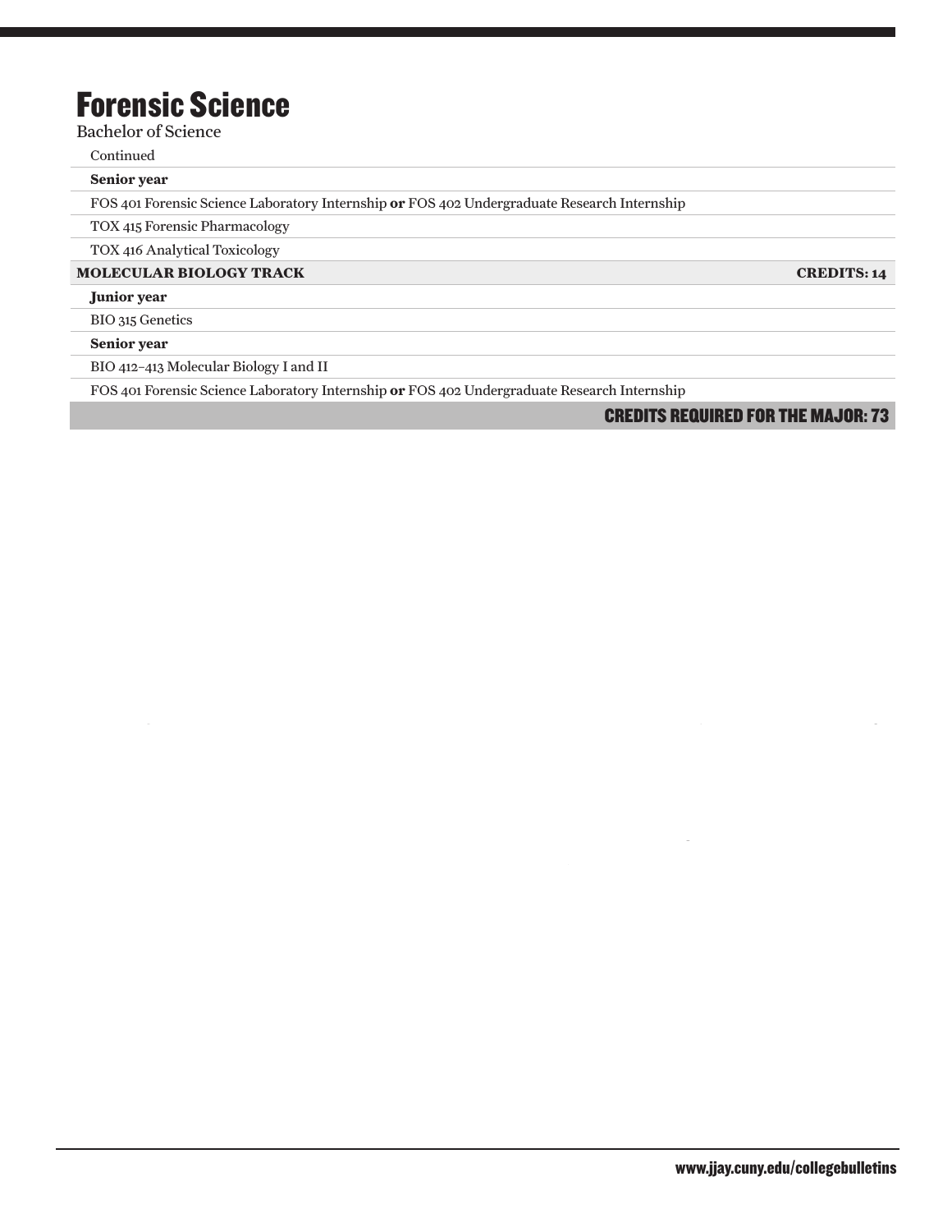# Forensic Science

Bachelor of Science

Continued

**Senior year**

FOS 401 Forensic Science Laboratory Internship **or** FOS 402 Undergraduate Research Internship

TOX 415 Forensic Pharmacology

TOX 416 Analytical Toxicology

**MOLECULAR BIOLOGY TRACK** **CREDITS: 14**

**Junior year**

BIO 315 Genetics

**Senior year**

BIO 412–413 Molecular Biology I and II

FOS 401 Forensic Science Laboratory Internship **or** FOS 402 Undergraduate Research Internship

**CREDITS REQUIRED FOR THE MAJOR: 73**